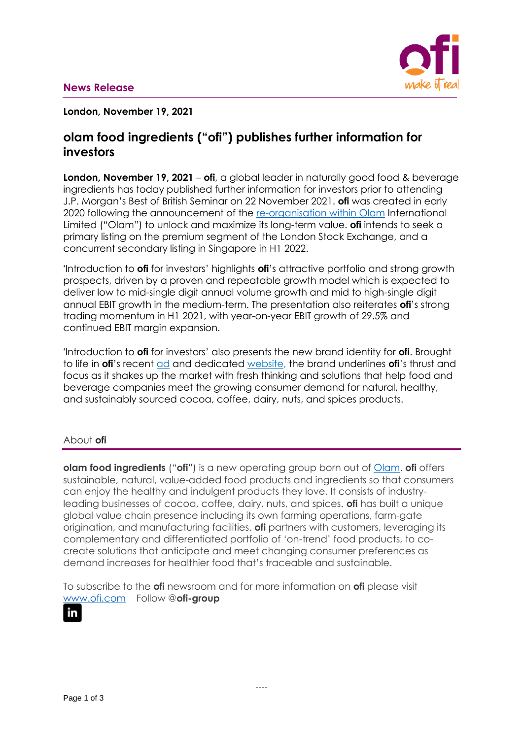**News Release**

**London, November 19, 2021**

# olam food ingredients ("ofi") publishes further information for investors

**London, November 19, 2021** – **ofi**, a global leader in naturally good food & beverage ingredients has today published further information for investors prior to attending J.P. Morgan's Best of British Seminar on 22 November 2021. **ofi** was created in early 2020 following the announcement of the re-organisation within Olam International Limited ("Olam") to unlock and maximize its long-term value. **ofi** intends to seek a primary listing on the premium segment of the London Stock Exchange, and a concurrent secondary listing in Singapore in H1 2022.

'Introduction to **ofi** for investors' highlights **ofi**'s attractive portfolio and strong growth prospects, driven by a proven and repeatable growth model which is expected to deliver low to mid-single digit annual volume growth and mid to high-single digit annual EBIT growth in the medium-term. The presentation also reiterates **ofi**'s strong trading momentum in H1 2021, with year-on-year EBIT growth of 29.5% and continued EBIT margin expansion.

'Introduction to **ofi** for investors' also presents the new brand identity for **ofi**. Brought to life in **ofi**'s recent ad and dedicated website, the brand underlines **ofi**'s thrust and focus as it shakes up the market with fresh thinking and solutions that help food and beverage companies meet the growing consumer demand for natural, healthy, and sustainably sourced cocoa, coffee, dairy, nuts, and spices products.

## About **ofi**

**olam food ingredients** ("**ofi**") is a new operating group born out of Olam. **ofi** offers sustainable, natural, value-added food products and ingredients so that consumers can enjoy the healthy and indulgent products they love. It consists of industry-leading businesses of cocoa, coffee, dairy, nuts, and spices. **ofi** has built a unique global value chain presence including its own farming operations, farm-gate origination, and manufacturing facilities. **ofi** partners with customers, leveraging its complementary and differentiated portfolio of 'on-trend' food products, to co-create solutions that anticipate and meet changing consumer preferences as demand increases for healthier food that's traceable and sustainable.

To subscribe to the **ofi** newsroom and for more information on **ofi** please visit www.ofi.com Follow @**ofi-group**

----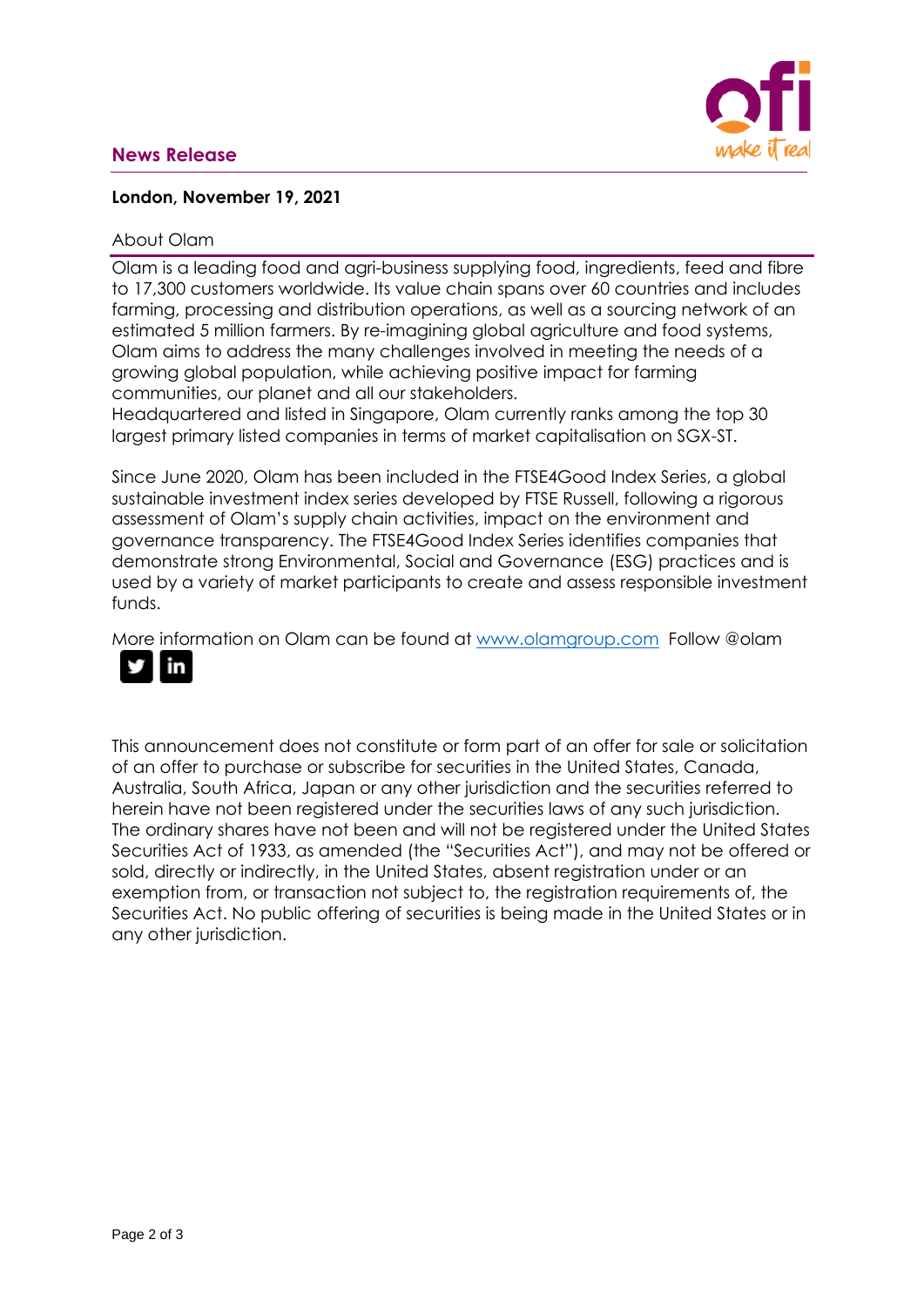**News Release**

**London, November 19, 2021**

## About Olam

Olam is a leading food and agri-business supplying food, ingredients, feed and fibre to 17,300 customers worldwide. Its value chain spans over 60 countries and includes farming, processing and distribution operations, as well as a sourcing network of an estimated 5 million farmers. By re-imagining global agriculture and food systems, Olam aims to address the many challenges involved in meeting the needs of a growing global population, while achieving positive impact for farming communities, our planet and all our stakeholders.
Headquartered and listed in Singapore, Olam currently ranks among the top 30 largest primary listed companies in terms of market capitalisation on SGX-ST.

Since June 2020, Olam has been included in the FTSE4Good Index Series, a global sustainable investment index series developed by FTSE Russell, following a rigorous assessment of Olam's supply chain activities, impact on the environment and governance transparency. The FTSE4Good Index Series identifies companies that demonstrate strong Environmental, Social and Governance (ESG) practices and is used by a variety of market participants to create and assess responsible investment funds.

More information on Olam can be found at [www.olamgroup.com](http://www.olamgroup.com) Follow @olam

This announcement does not constitute or form part of an offer for sale or solicitation of an offer to purchase or subscribe for securities in the United States, Canada, Australia, South Africa, Japan or any other jurisdiction and the securities referred to herein have not been registered under the securities laws of any such jurisdiction. The ordinary shares have not been and will not be registered under the United States Securities Act of 1933, as amended (the "Securities Act"), and may not be offered or sold, directly or indirectly, in the United States, absent registration under or an exemption from, or transaction not subject to, the registration requirements of, the Securities Act. No public offering of securities is being made in the United States or in any other jurisdiction.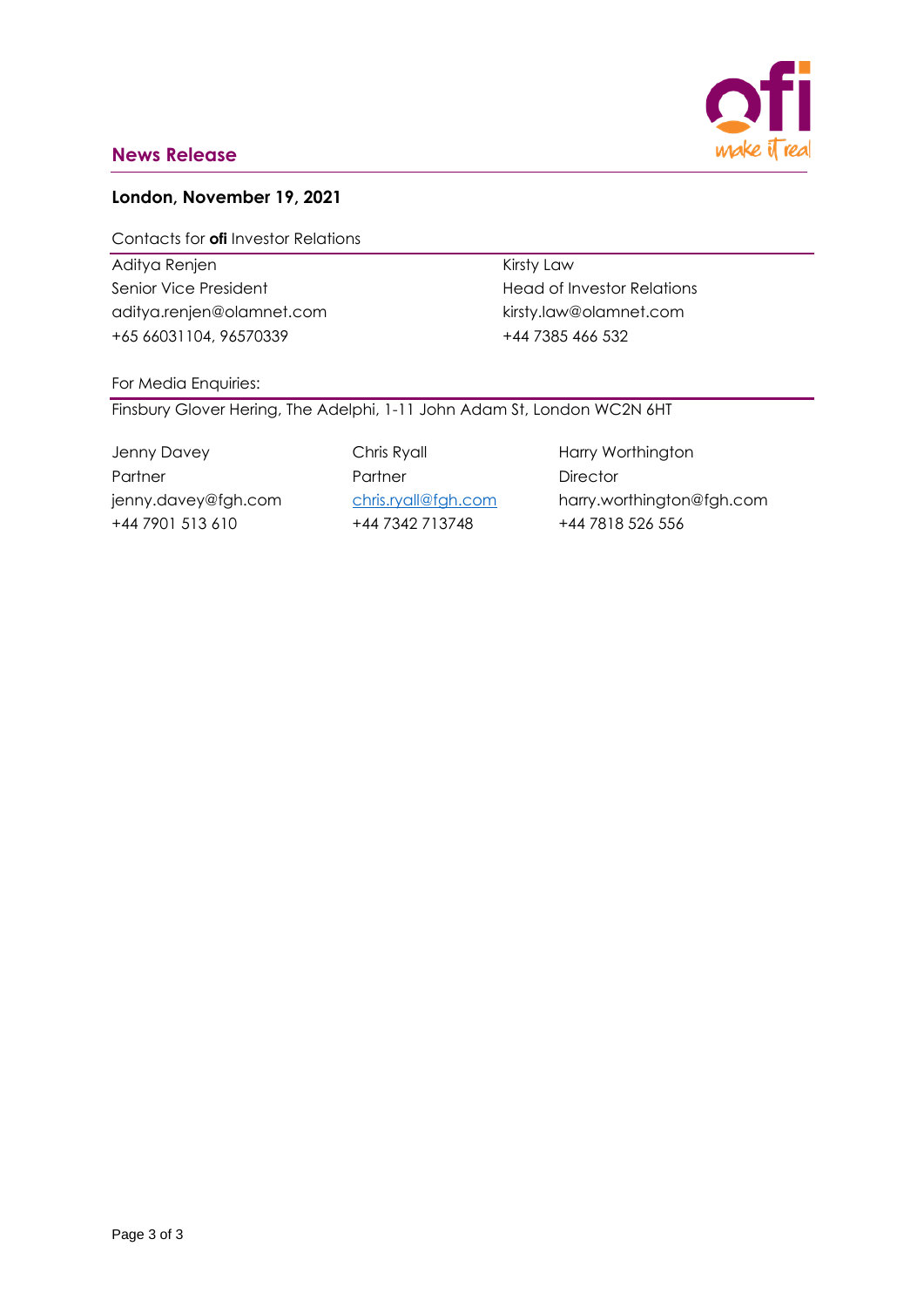**News Release**

**London, November 19, 2021**

Contacts for **ofi** Investor Relations

| | |
|---|---|
| Aditya Renjen | Kirsty Law |
| Senior Vice President | Head of Investor Relations |
| aditya.renjen@olamnet.com | kirsty.law@olamnet.com |
| +65 66031104, 96570339 | +44 7385 466 532 |

For Media Enquiries:

Finsbury Glover Hering, The Adelphi, 1-11 John Adam St, London WC2N 6HT

| | | |
|---|---|---|
| Jenny Davey | Chris Ryall | Harry Worthington |
| Partner | Partner | Director |
| jenny.davey@fgh.com | chris.ryall@fgh.com | harry.worthington@fgh.com |
| +44 7901 513 610 | +44 7342 713748 | +44 7818 526 556 |